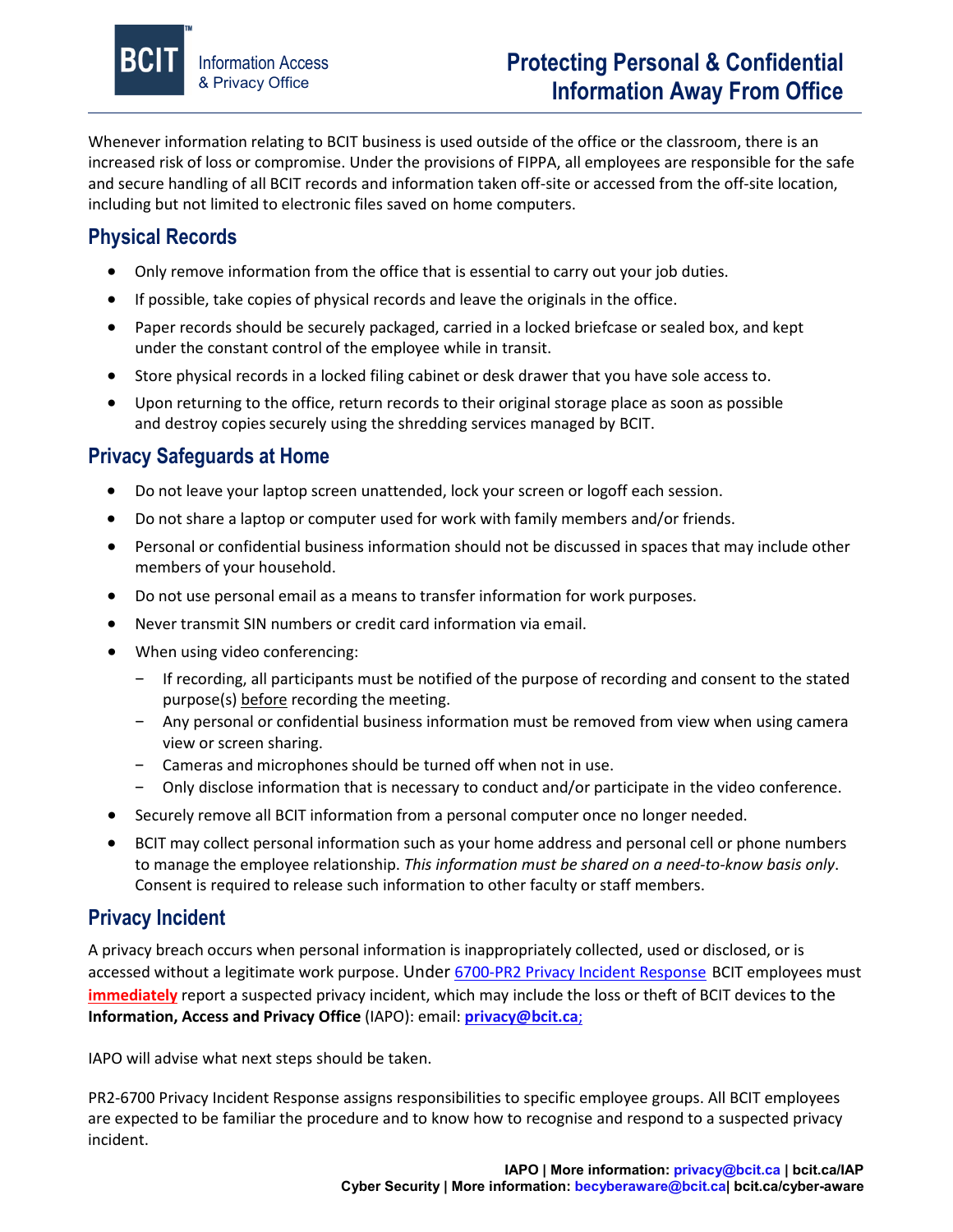BCIT Information Access & Privacy Office

# Protecting Personal & Confidential Information Away From Office

Whenever information relating to BCIT business is used outside of the office or the classroom, there is an increased risk of loss or compromise. Under the provisions of FIPPA, all employees are responsible for the safe and secure handling of all BCIT records and information taken off-site or accessed from the off-site location, including but not limited to electronic files saved on home computers.

## Physical Records

- Only remove information from the office that is essential to carry out your job duties.
- If possible, take copies of physical records and leave the originals in the office.
- Paper records should be securely packaged, carried in a locked briefcase or sealed box, and kept under the constant control of the employee while in transit.
- Store physical records in a locked filing cabinet or desk drawer that you have sole access to.
- Upon returning to the office, return records to their original storage place as soon as possible and destroy copies securely using the shredding services managed by BCIT.

## Privacy Safeguards at Home

- Do not leave your laptop screen unattended, lock your screen or logoff each session.
- Do not share a laptop or computer used for work with family members and/or friends.
- Personal or confidential business information should not be discussed in spaces that may include other members of your household.
- Do not use personal email as a means to transfer information for work purposes.
- Never transmit SIN numbers or credit card information via email.
- When using video conferencing:
  - If recording, all participants must be notified of the purpose of recording and consent to the stated purpose(s) before recording the meeting.
  - Any personal or confidential business information must be removed from view when using camera view or screen sharing.
  - Cameras and microphones should be turned off when not in use.
  - Only disclose information that is necessary to conduct and/or participate in the video conference.
- Securely remove all BCIT information from a personal computer once no longer needed.
- BCIT may collect personal information such as your home address and personal cell or phone numbers to manage the employee relationship. *This information must be shared on a need-to-know basis only*. Consent is required to release such information to other faculty or staff members.

## Privacy Incident

A privacy breach occurs when personal information is inappropriately collected, used or disclosed, or is accessed without a legitimate work purpose. Under 6700-PR2 Privacy Incident Response BCIT employees must **immediately** report a suspected privacy incident, which may include the loss or theft of BCIT devices to the **Information, Access and Privacy Office** (IAPO): email: **privacy@bcit.ca**;

IAPO will advise what next steps should be taken.

PR2-6700 Privacy Incident Response assigns responsibilities to specific employee groups. All BCIT employees are expected to be familiar the procedure and to know how to recognise and respond to a suspected privacy incident.

**IAPO | More information: privacy@bcit.ca | bcit.ca/IAP**
**Cyber Security | More information: becyberaware@bcit.ca| bcit.ca/cyber-aware**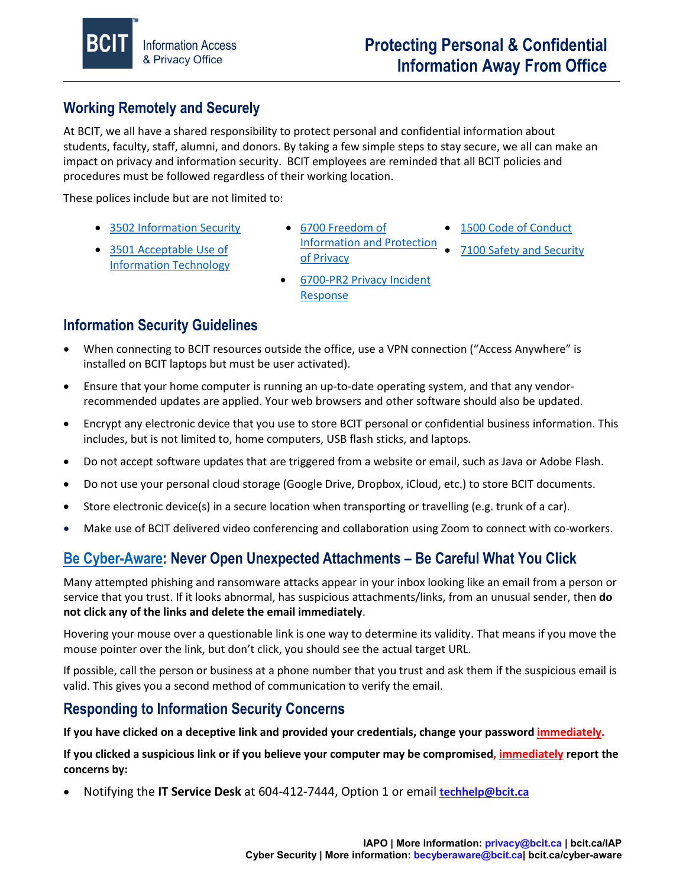BCIT Information Access & Privacy Office

# Protecting Personal & Confidential Information Away From Office

## Working Remotely and Securely

At BCIT, we all have a shared responsibility to protect personal and confidential information about students, faculty, staff, alumni, and donors. By taking a few simple steps to stay secure, we all can make an impact on privacy and information security. BCIT employees are reminded that all BCIT policies and procedures must be followed regardless of their working location.

These polices include but are not limited to:

- 3502 Information Security
- 3501 Acceptable Use of Information Technology
- 6700 Freedom of Information and Protection of Privacy
- 6700-PR2 Privacy Incident Response
- 1500 Code of Conduct
- 7100 Safety and Security

## Information Security Guidelines

- When connecting to BCIT resources outside the office, use a VPN connection ("Access Anywhere" is installed on BCIT laptops but must be user activated).
- Ensure that your home computer is running an up-to-date operating system, and that any vendor-recommended updates are applied. Your web browsers and other software should also be updated.
- Encrypt any electronic device that you use to store BCIT personal or confidential business information. This includes, but is not limited to, home computers, USB flash sticks, and laptops.
- Do not accept software updates that are triggered from a website or email, such as Java or Adobe Flash.
- Do not use your personal cloud storage (Google Drive, Dropbox, iCloud, etc.) to store BCIT documents.
- Store electronic device(s) in a secure location when transporting or travelling (e.g. trunk of a car).
- Make use of BCIT delivered video conferencing and collaboration using Zoom to connect with co-workers.

## Be Cyber-Aware: Never Open Unexpected Attachments – Be Careful What You Click

Many attempted phishing and ransomware attacks appear in your inbox looking like an email from a person or service that you trust. If it looks abnormal, has suspicious attachments/links, from an unusual sender, then **do not click any of the links and delete the email immediately**.

Hovering your mouse over a questionable link is one way to determine its validity. That means if you move the mouse pointer over the link, but don't click, you should see the actual target URL.

If possible, call the person or business at a phone number that you trust and ask them if the suspicious email is valid. This gives you a second method of communication to verify the email.

## Responding to Information Security Concerns

**If you have clicked on a deceptive link and provided your credentials, change your password immediately.**

**If you clicked a suspicious link or if you believe your computer may be compromised, immediately report the concerns by:**

- Notifying the **IT Service Desk** at 604-412-7444, Option 1 or email **techhelp@bcit.ca**

**IAPO | More information: privacy@bcit.ca | bcit.ca/IAP**
**Cyber Security | More information: becyberaware@bcit.ca| bcit.ca/cyber-aware**